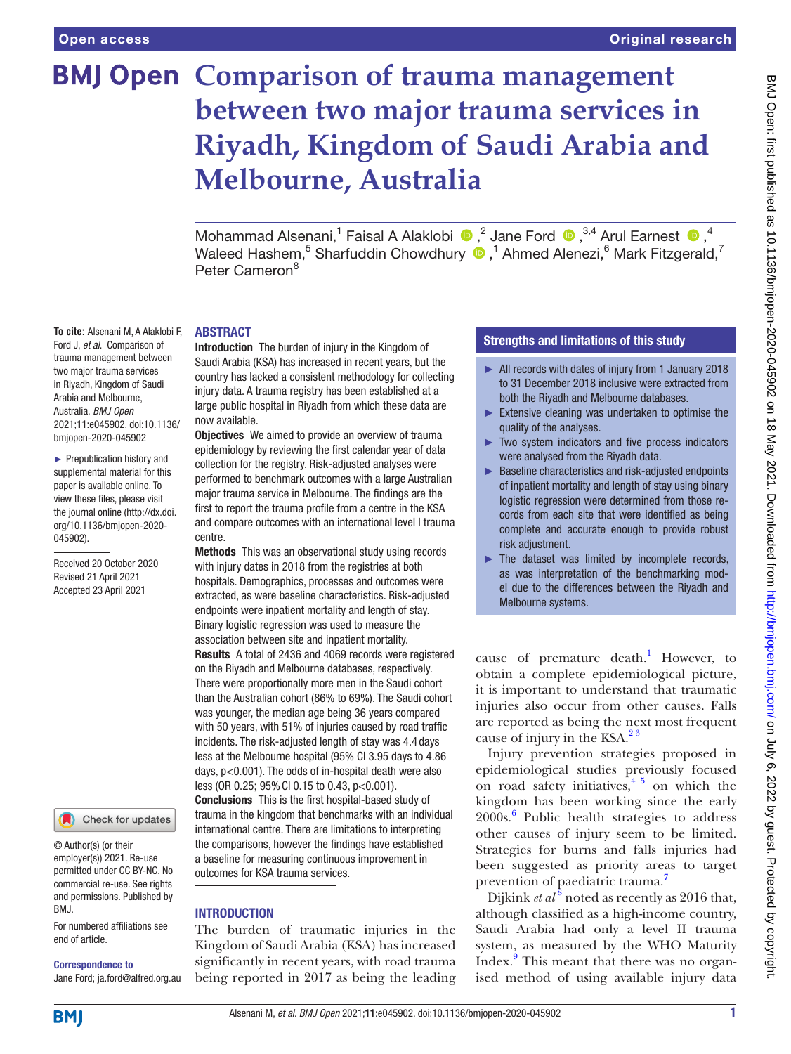Open access

Original research

# Comparison of trauma management between two major trauma services in Riyadh, Kingdom of Saudi Arabia and Melbourne, Australia

Mohammad Alsenani,[1] Faisal A Alaklobi,[2] Jane Ford,[3,4] Arul Earnest,[4] Waleed Hashem,[5] Sharfuddin Chowdhury,[1] Ahmed Alenezi,[6] Mark Fitzgerald,[7] Peter Cameron[8]

**To cite:** Alsenani M, A Alaklobi F, Ford J, *et al*. Comparison of trauma management between two major trauma services in Riyadh, Kingdom of Saudi Arabia and Melbourne, Australia. *BMJ Open* 2021;**11**:e045902. doi:10.1136/bmjopen-2020-045902

► Prepublication history and supplemental material for this paper is available online. To view these files, please visit the journal online (http://dx.doi.org/10.1136/bmjopen-2020-045902).

Received 20 October 2020
Revised 21 April 2021
Accepted 23 April 2021

© Author(s) (or their employer(s)) 2021. Re-use permitted under CC BY-NC. No commercial re-use. See rights and permissions. Published by BMJ.

For numbered affiliations see end of article.

**Correspondence to**
Jane Ford; ja.ford@alfred.org.au

## ABSTRACT

**Introduction** The burden of injury in the Kingdom of Saudi Arabia (KSA) has increased in recent years, but the country has lacked a consistent methodology for collecting injury data. A trauma registry has been established at a large public hospital in Riyadh from which these data are now available.

**Objectives** We aimed to provide an overview of trauma epidemiology by reviewing the first calendar year of data collection for the registry. Risk-adjusted analyses were performed to benchmark outcomes with a large Australian major trauma service in Melbourne. The findings are the first to report the trauma profile from a centre in the KSA and compare outcomes with an international level I trauma centre.

**Methods** This was an observational study using records with injury dates in 2018 from the registries at both hospitals. Demographics, processes and outcomes were extracted, as were baseline characteristics. Risk-adjusted endpoints were inpatient mortality and length of stay. Binary logistic regression was used to measure the association between site and inpatient mortality.

**Results** A total of 2436 and 4069 records were registered on the Riyadh and Melbourne databases, respectively. There were proportionally more men in the Saudi cohort than the Australian cohort (86% to 69%). The Saudi cohort was younger, the median age being 36 years compared with 50 years, with 51% of injuries caused by road traffic incidents. The risk-adjusted length of stay was 4.4 days less at the Melbourne hospital (95% CI 3.95 days to 4.86 days, p<0.001). The odds of in-hospital death were also less (OR 0.25; 95% CI 0.15 to 0.43, p<0.001).

**Conclusions** This is the first hospital-based study of trauma in the kingdom that benchmarks with an individual international centre. There are limitations to interpreting the comparisons, however the findings have established a baseline for measuring continuous improvement in outcomes for KSA trauma services.

## Strengths and limitations of this study

- ► All records with dates of injury from 1 January 2018 to 31 December 2018 inclusive were extracted from both the Riyadh and Melbourne databases.
- ► Extensive cleaning was undertaken to optimise the quality of the analyses.
- ► Two system indicators and five process indicators were analysed from the Riyadh data.
- ► Baseline characteristics and risk-adjusted endpoints of inpatient mortality and length of stay using binary logistic regression were determined from those records from each site that were identified as being complete and accurate enough to provide robust risk adjustment.
- ► The dataset was limited by incomplete records, as was interpretation of the benchmarking model due to the differences between the Riyadh and Melbourne systems.

## INTRODUCTION

The burden of traumatic injuries in the Kingdom of Saudi Arabia (KSA) has increased significantly in recent years, with road trauma being reported in 2017 as being the leading cause of premature death.[1] However, to obtain a complete epidemiological picture, it is important to understand that traumatic injuries also occur from other causes. Falls are reported as being the next most frequent cause of injury in the KSA.[2,3]

Injury prevention strategies proposed in epidemiological studies previously focused on road safety initiatives,[4,5] on which the kingdom has been working since the early 2000s.[6] Public health strategies to address other causes of injury seem to be limited. Strategies for burns and falls injuries had been suggested as priority areas to target prevention of paediatric trauma.[7]

Dijkink *et al*[8] noted as recently as 2016 that, although classified as a high-income country, Saudi Arabia had only a level II trauma system, as measured by the WHO Maturity Index.[9] This meant that there was no organised method of using available injury data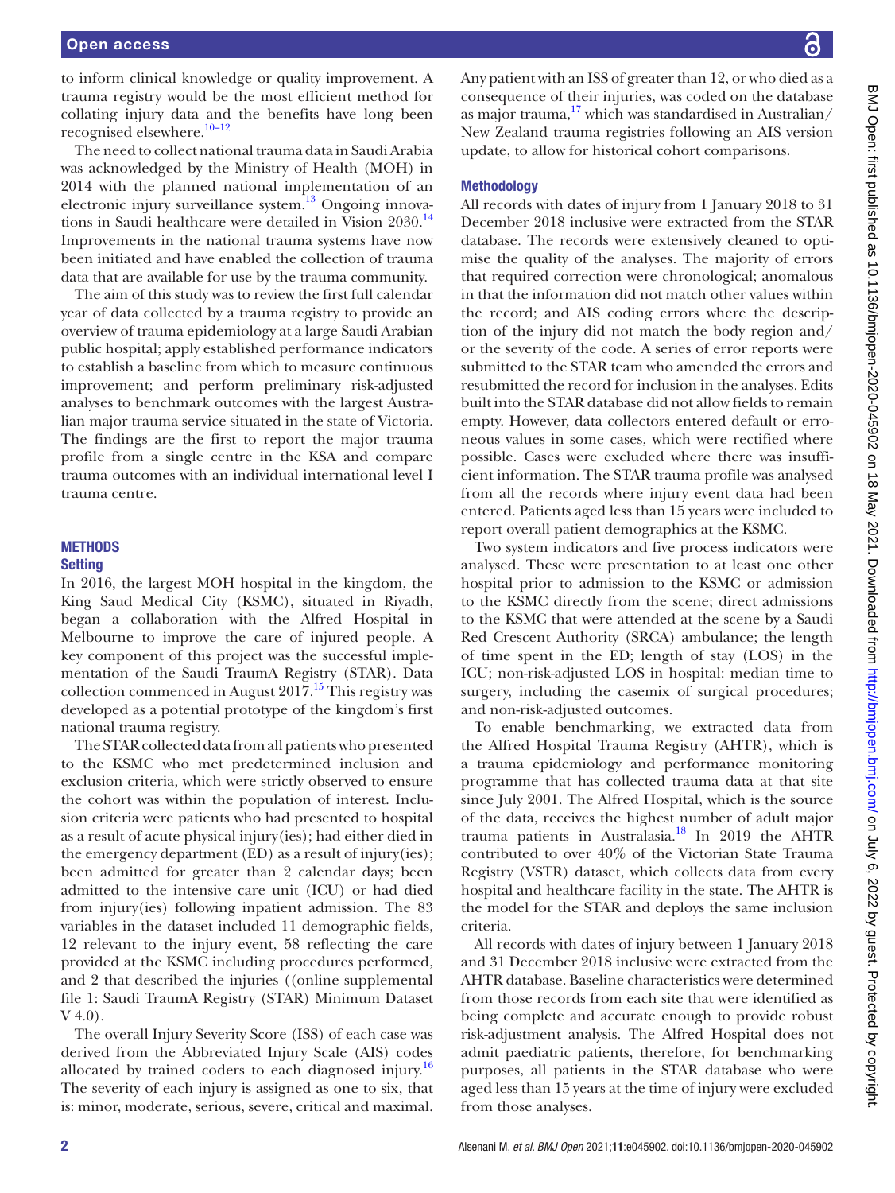to inform clinical knowledge or quality improvement. A trauma registry would be the most efficient method for collating injury data and the benefits have long been recognised elsewhere.[10–12]

The need to collect national trauma data in Saudi Arabia was acknowledged by the Ministry of Health (MOH) in 2014 with the planned national implementation of an electronic injury surveillance system.[13] Ongoing innovations in Saudi healthcare were detailed in Vision 2030.[14] Improvements in the national trauma systems have now been initiated and have enabled the collection of trauma data that are available for use by the trauma community.

The aim of this study was to review the first full calendar year of data collected by a trauma registry to provide an overview of trauma epidemiology at a large Saudi Arabian public hospital; apply established performance indicators to establish a baseline from which to measure continuous improvement; and perform preliminary risk-adjusted analyses to benchmark outcomes with the largest Australian major trauma service situated in the state of Victoria. The findings are the first to report the major trauma profile from a single centre in the KSA and compare trauma outcomes with an individual international level I trauma centre.

## METHODS

### Setting

In 2016, the largest MOH hospital in the kingdom, the King Saud Medical City (KSMC), situated in Riyadh, began a collaboration with the Alfred Hospital in Melbourne to improve the care of injured people. A key component of this project was the successful implementation of the Saudi TraumA Registry (STAR). Data collection commenced in August 2017.[15] This registry was developed as a potential prototype of the kingdom's first national trauma registry.

The STAR collected data from all patients who presented to the KSMC who met predetermined inclusion and exclusion criteria, which were strictly observed to ensure the cohort was within the population of interest. Inclusion criteria were patients who had presented to hospital as a result of acute physical injury(ies); had either died in the emergency department (ED) as a result of injury(ies); been admitted for greater than 2 calendar days; been admitted to the intensive care unit (ICU) or had died from injury(ies) following inpatient admission. The 83 variables in the dataset included 11 demographic fields, 12 relevant to the injury event, 58 reflecting the care provided at the KSMC including procedures performed, and 2 that described the injuries ((online supplemental file 1: Saudi TraumA Registry (STAR) Minimum Dataset V 4.0).

The overall Injury Severity Score (ISS) of each case was derived from the Abbreviated Injury Scale (AIS) codes allocated by trained coders to each diagnosed injury.[16] The severity of each injury is assigned as one to six, that is: minor, moderate, serious, severe, critical and maximal. Any patient with an ISS of greater than 12, or who died as a consequence of their injuries, was coded on the database as major trauma,[17] which was standardised in Australian/New Zealand trauma registries following an AIS version update, to allow for historical cohort comparisons.

### Methodology

All records with dates of injury from 1 January 2018 to 31 December 2018 inclusive were extracted from the STAR database. The records were extensively cleaned to optimise the quality of the analyses. The majority of errors that required correction were chronological; anomalous in that the information did not match other values within the record; and AIS coding errors where the description of the injury did not match the body region and/or the severity of the code. A series of error reports were submitted to the STAR team who amended the errors and resubmitted the record for inclusion in the analyses. Edits built into the STAR database did not allow fields to remain empty. However, data collectors entered default or erroneous values in some cases, which were rectified where possible. Cases were excluded where there was insufficient information. The STAR trauma profile was analysed from all the records where injury event data had been entered. Patients aged less than 15 years were included to report overall patient demographics at the KSMC.

Two system indicators and five process indicators were analysed. These were presentation to at least one other hospital prior to admission to the KSMC or admission to the KSMC directly from the scene; direct admissions to the KSMC that were attended at the scene by a Saudi Red Crescent Authority (SRCA) ambulance; the length of time spent in the ED; length of stay (LOS) in the ICU; non-risk-adjusted LOS in hospital: median time to surgery, including the casemix of surgical procedures; and non-risk-adjusted outcomes.

To enable benchmarking, we extracted data from the Alfred Hospital Trauma Registry (AHTR), which is a trauma epidemiology and performance monitoring programme that has collected trauma data at that site since July 2001. The Alfred Hospital, which is the source of the data, receives the highest number of adult major trauma patients in Australasia.[18] In 2019 the AHTR contributed to over 40% of the Victorian State Trauma Registry (VSTR) dataset, which collects data from every hospital and healthcare facility in the state. The AHTR is the model for the STAR and deploys the same inclusion criteria.

All records with dates of injury between 1 January 2018 and 31 December 2018 inclusive were extracted from the AHTR database. Baseline characteristics were determined from those records from each site that were identified as being complete and accurate enough to provide robust risk-adjustment analysis. The Alfred Hospital does not admit paediatric patients, therefore, for benchmarking purposes, all patients in the STAR database who were aged less than 15 years at the time of injury were excluded from those analyses.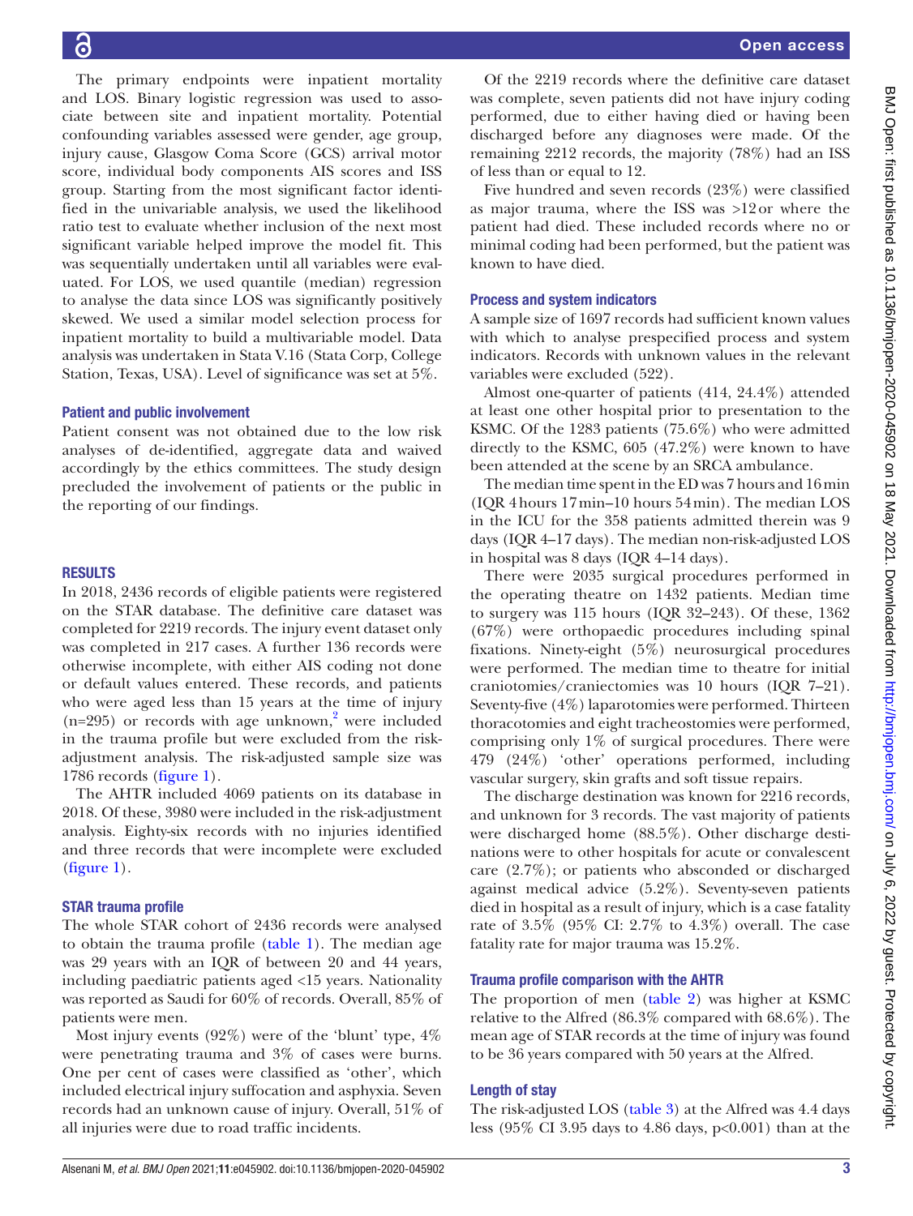The primary endpoints were inpatient mortality and LOS. Binary logistic regression was used to associate between site and inpatient mortality. Potential confounding variables assessed were gender, age group, injury cause, Glasgow Coma Score (GCS) arrival motor score, individual body components AIS scores and ISS group. Starting from the most significant factor identified in the univariable analysis, we used the likelihood ratio test to evaluate whether inclusion of the next most significant variable helped improve the model fit. This was sequentially undertaken until all variables were evaluated. For LOS, we used quantile (median) regression to analyse the data since LOS was significantly positively skewed. We used a similar model selection process for inpatient mortality to build a multivariable model. Data analysis was undertaken in Stata V.16 (Stata Corp, College Station, Texas, USA). Level of significance was set at 5%.

### Patient and public involvement

Patient consent was not obtained due to the low risk analyses of de-identified, aggregate data and waived accordingly by the ethics committees. The study design precluded the involvement of patients or the public in the reporting of our findings.

## RESULTS

In 2018, 2436 records of eligible patients were registered on the STAR database. The definitive care dataset was completed for 2219 records. The injury event dataset only was completed in 217 cases. A further 136 records were otherwise incomplete, with either AIS coding not done or default values entered. These records, and patients who were aged less than 15 years at the time of injury (n=295) or records with age unknown,[2] were included in the trauma profile but were excluded from the risk-adjustment analysis. The risk-adjusted sample size was 1786 records (figure 1).

The AHTR included 4069 patients on its database in 2018. Of these, 3980 were included in the risk-adjustment analysis. Eighty-six records with no injuries identified and three records that were incomplete were excluded (figure 1).

### STAR trauma profile

The whole STAR cohort of 2436 records were analysed to obtain the trauma profile (table 1). The median age was 29 years with an IQR of between 20 and 44 years, including paediatric patients aged <15 years. Nationality was reported as Saudi for 60% of records. Overall, 85% of patients were men.

Most injury events (92%) were of the 'blunt' type, 4% were penetrating trauma and 3% of cases were burns. One per cent of cases were classified as 'other', which included electrical injury suffocation and asphyxia. Seven records had an unknown cause of injury. Overall, 51% of all injuries were due to road traffic incidents.

Of the 2219 records where the definitive care dataset was complete, seven patients did not have injury coding performed, due to either having died or having been discharged before any diagnoses were made. Of the remaining 2212 records, the majority (78%) had an ISS of less than or equal to 12.

Five hundred and seven records (23%) were classified as major trauma, where the ISS was >12 or where the patient had died. These included records where no or minimal coding had been performed, but the patient was known to have died.

### Process and system indicators

A sample size of 1697 records had sufficient known values with which to analyse prespecified process and system indicators. Records with unknown values in the relevant variables were excluded (522).

Almost one-quarter of patients (414, 24.4%) attended at least one other hospital prior to presentation to the KSMC. Of the 1283 patients (75.6%) who were admitted directly to the KSMC, 605 (47.2%) were known to have been attended at the scene by an SRCA ambulance.

The median time spent in the ED was 7 hours and 16 min (IQR 4 hours 17 min–10 hours 54 min). The median LOS in the ICU for the 358 patients admitted therein was 9 days (IQR 4–17 days). The median non-risk-adjusted LOS in hospital was 8 days (IQR 4–14 days).

There were 2035 surgical procedures performed in the operating theatre on 1432 patients. Median time to surgery was 115 hours (IQR 32–243). Of these, 1362 (67%) were orthopaedic procedures including spinal fixations. Ninety-eight (5%) neurosurgical procedures were performed. The median time to theatre for initial craniotomies/craniectomies was 10 hours (IQR 7–21). Seventy-five (4%) laparotomies were performed. Thirteen thoracotomies and eight tracheostomies were performed, comprising only 1% of surgical procedures. There were 479 (24%) 'other' operations performed, including vascular surgery, skin grafts and soft tissue repairs.

The discharge destination was known for 2216 records, and unknown for 3 records. The vast majority of patients were discharged home (88.5%). Other discharge destinations were to other hospitals for acute or convalescent care (2.7%); or patients who absconded or discharged against medical advice (5.2%). Seventy-seven patients died in hospital as a result of injury, which is a case fatality rate of 3.5% (95% CI: 2.7% to 4.3%) overall. The case fatality rate for major trauma was 15.2%.

### Trauma profile comparison with the AHTR

The proportion of men (table 2) was higher at KSMC relative to the Alfred (86.3% compared with 68.6%). The mean age of STAR records at the time of injury was found to be 36 years compared with 50 years at the Alfred.

### Length of stay

The risk-adjusted LOS (table 3) at the Alfred was 4.4 days less (95% CI 3.95 days to 4.86 days, p<0.001) than at the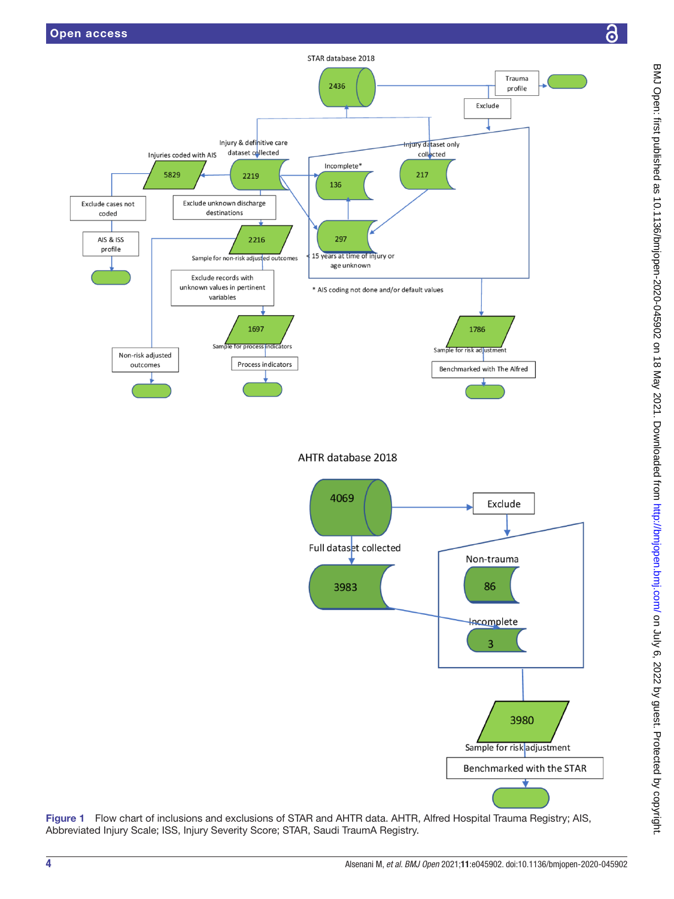**Figure 1** Flow chart of inclusions and exclusions of STAR and AHTR data. AHTR, Alfred Hospital Trauma Registry; AIS, Abbreviated Injury Scale; ISS, Injury Severity Score; STAR, Saudi TraumA Registry.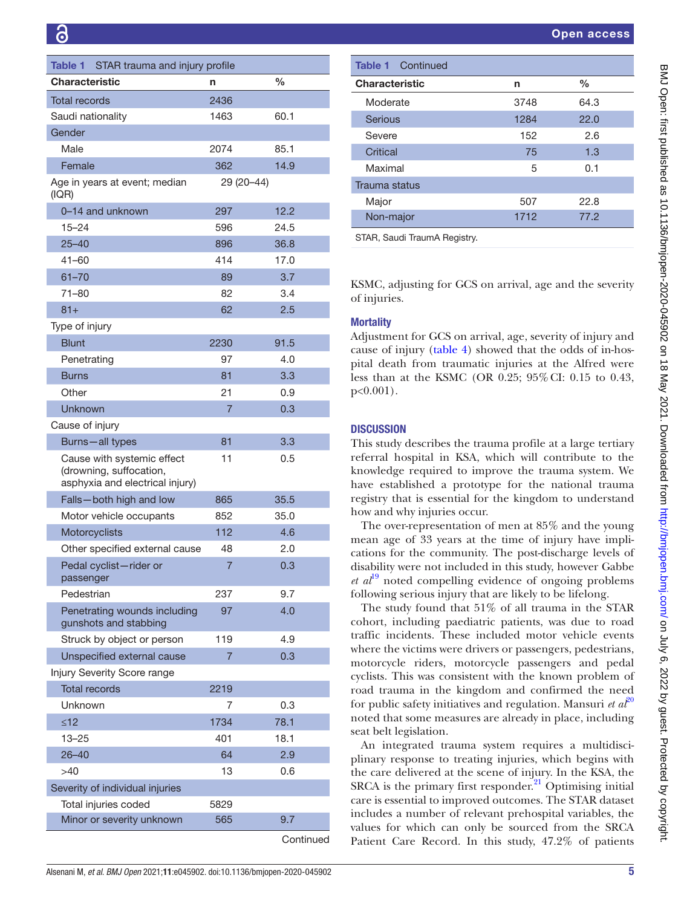**Table 1** STAR trauma and injury profile

| Characteristic | n | % |
|---|---|---|
| Total records | 2436 | |
| Saudi nationality | 1463 | 60.1 |
| Gender | | |
| Male | 2074 | 85.1 |
| Female | 362 | 14.9 |
| Age in years at event; median (IQR) | 29 (20–44) | |
| 0–14 and unknown | 297 | 12.2 |
| 15–24 | 596 | 24.5 |
| 25–40 | 896 | 36.8 |
| 41–60 | 414 | 17.0 |
| 61–70 | 89 | 3.7 |
| 71–80 | 82 | 3.4 |
| 81+ | 62 | 2.5 |
| Type of injury | | |
| Blunt | 2230 | 91.5 |
| Penetrating | 97 | 4.0 |
| Burns | 81 | 3.3 |
| Other | 21 | 0.9 |
| Unknown | 7 | 0.3 |
| Cause of injury | | |
| Burns—all types | 81 | 3.3 |
| Cause with systemic effect (drowning, suffocation, asphyxia and electrical injury) | 11 | 0.5 |
| Falls—both high and low | 865 | 35.5 |
| Motor vehicle occupants | 852 | 35.0 |
| Motorcyclists | 112 | 4.6 |
| Other specified external cause | 48 | 2.0 |
| Pedal cyclist—rider or passenger | 7 | 0.3 |
| Pedestrian | 237 | 9.7 |
| Penetrating wounds including gunshots and stabbing | 97 | 4.0 |
| Struck by object or person | 119 | 4.9 |
| Unspecified external cause | 7 | 0.3 |
| Injury Severity Score range | | |
| Total records | 2219 | |
| Unknown | 7 | 0.3 |
| ≤12 | 1734 | 78.1 |
| 13–25 | 401 | 18.1 |
| 26–40 | 64 | 2.9 |
| >40 | 13 | 0.6 |
| Severity of individual injuries | | |
| Total injuries coded | 5829 | |
| Minor or severity unknown | 565 | 9.7 |
| Moderate | 3748 | 64.3 |
| Serious | 1284 | 22.0 |
| Severe | 152 | 2.6 |
| Critical | 75 | 1.3 |
| Maximal | 5 | 0.1 |
| Trauma status | | |
| Major | 507 | 22.8 |
| Non-major | 1712 | 77.2 |

STAR, Saudi TraumA Registry.

KSMC, adjusting for GCS on arrival, age and the severity of injuries.

### Mortality

Adjustment for GCS on arrival, age, severity of injury and cause of injury (table 4) showed that the odds of in-hospital death from traumatic injuries at the Alfred were less than at the KSMC (OR 0.25; 95% CI: 0.15 to 0.43, $p<0.001$).

## DISCUSSION

This study describes the trauma profile at a large tertiary referral hospital in KSA, which will contribute to the knowledge required to improve the trauma system. We have established a prototype for the national trauma registry that is essential for the kingdom to understand how and why injuries occur.

The over-representation of men at 85% and the young mean age of 33 years at the time of injury have implications for the community. The post-discharge levels of disability were not included in this study, however Gabbe *et al*[19] noted compelling evidence of ongoing problems following serious injury that are likely to be lifelong.

The study found that 51% of all trauma in the STAR cohort, including paediatric patients, was due to road traffic incidents. These included motor vehicle events where the victims were drivers or passengers, pedestrians, motorcycle riders, motorcycle passengers and pedal cyclists. This was consistent with the known problem of road trauma in the kingdom and confirmed the need for public safety initiatives and regulation. Mansuri *et al*[20] noted that some measures are already in place, including seat belt legislation.

An integrated trauma system requires a multidisciplinary response to treating injuries, which begins with the care delivered at the scene of injury. In the KSA, the SRCA is the primary first responder.[21] Optimising initial care is essential to improved outcomes. The STAR dataset includes a number of relevant prehospital variables, the values for which can only be sourced from the SRCA Patient Care Record. In this study, 47.2% of patients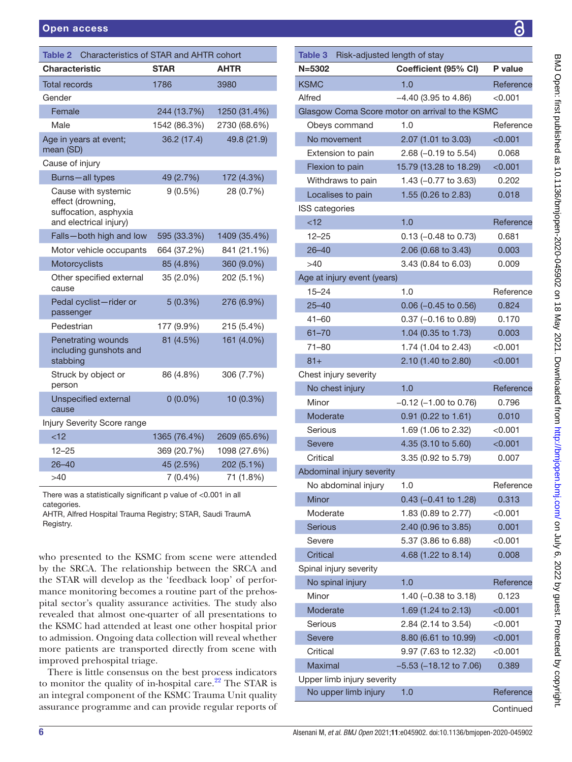**Table 2** Characteristics of STAR and AHTR cohort

| Characteristic | STAR | AHTR |
|---|---|---|
| Total records | 1786 | 3980 |
| Gender | | |
| Female | 244 (13.7%) | 1250 (31.4%) |
| Male | 1542 (86.3%) | 2730 (68.6%) |
| Age in years at event; mean (SD) | 36.2 (17.4) | 49.8 (21.9) |
| Cause of injury | | |
| Burns—all types | 49 (2.7%) | 172 (4.3%) |
| Cause with systemic effect (drowning, suffocation, asphyxia and electrical injury) | 9 (0.5%) | 28 (0.7%) |
| Falls—both high and low | 595 (33.3%) | 1409 (35.4%) |
| Motor vehicle occupants | 664 (37.2%) | 841 (21.1%) |
| Motorcyclists | 85 (4.8%) | 360 (9.0%) |
| Other specified external cause | 35 (2.0%) | 202 (5.1%) |
| Pedal cyclist—rider or passenger | 5 (0.3%) | 276 (6.9%) |
| Pedestrian | 177 (9.9%) | 215 (5.4%) |
| Penetrating wounds including gunshots and stabbing | 81 (4.5%) | 161 (4.0%) |
| Struck by object or person | 86 (4.8%) | 306 (7.7%) |
| Unspecified external cause | 0 (0.0%) | 10 (0.3%) |
| Injury Severity Score range | | |
| <12 | 1365 (76.4%) | 2609 (65.6%) |
| 12–25 | 369 (20.7%) | 1098 (27.6%) |
| 26–40 | 45 (2.5%) | 202 (5.1%) |
| >40 | 7 (0.4%) | 71 (1.8%) |

There was a statistically significant p value of <0.001 in all categories.
AHTR, Alfred Hospital Trauma Registry; STAR, Saudi TraumA Registry.

who presented to the KSMC from scene were attended by the SRCA. The relationship between the SRCA and the STAR will develop as the 'feedback loop' of performance monitoring becomes a routine part of the prehospital sector's quality assurance activities. The study also revealed that almost one-quarter of all presentations to the KSMC had attended at least one other hospital prior to admission. Ongoing data collection will reveal whether more patients are transported directly from scene with improved prehospital triage.

There is little consensus on the best process indicators to monitor the quality of in-hospital care.[22] The STAR is an integral component of the KSMC Trauma Unit quality assurance programme and can provide regular reports of

**Table 3** Risk-adjusted length of stay

| N=5302 | Coefficient (95% CI) | P value |
|---|---|---|
| KSMC | 1.0 | Reference |
| Alfred | −4.40 (3.95 to 4.86) | <0.001 |
| Glasgow Coma Score motor on arrival to the KSMC | | |
| Obeys command | 1.0 | Reference |
| No movement | 2.07 (1.01 to 3.03) | <0.001 |
| Extension to pain | 2.68 (−0.19 to 5.54) | 0.068 |
| Flexion to pain | 15.79 (13.28 to 18.29) | <0.001 |
| Withdraws to pain | 1.43 (−0.77 to 3.63) | 0.202 |
| Localises to pain | 1.55 (0.26 to 2.83) | 0.018 |
| ISS categories | | |
| <12 | 1.0 | Reference |
| 12–25 | 0.13 (−0.48 to 0.73) | 0.681 |
| 26–40 | 2.06 (0.68 to 3.43) | 0.003 |
| >40 | 3.43 (0.84 to 6.03) | 0.009 |
| Age at injury event (years) | | |
| 15–24 | 1.0 | Reference |
| 25–40 | 0.06 (−0.45 to 0.56) | 0.824 |
| 41–60 | 0.37 (−0.16 to 0.89) | 0.170 |
| 61–70 | 1.04 (0.35 to 1.73) | 0.003 |
| 71–80 | 1.74 (1.04 to 2.43) | <0.001 |
| 81+ | 2.10 (1.40 to 2.80) | <0.001 |
| Chest injury severity | | |
| No chest injury | 1.0 | Reference |
| Minor | −0.12 (−1.00 to 0.76) | 0.796 |
| Moderate | 0.91 (0.22 to 1.61) | 0.010 |
| Serious | 1.69 (1.06 to 2.32) | <0.001 |
| Severe | 4.35 (3.10 to 5.60) | <0.001 |
| Critical | 3.35 (0.92 to 5.79) | 0.007 |
| Abdominal injury severity | | |
| No abdominal injury | 1.0 | Reference |
| Minor | 0.43 (−0.41 to 1.28) | 0.313 |
| Moderate | 1.83 (0.89 to 2.77) | <0.001 |
| Serious | 2.40 (0.96 to 3.85) | 0.001 |
| Severe | 5.37 (3.86 to 6.88) | <0.001 |
| Critical | 4.68 (1.22 to 8.14) | 0.008 |
| Spinal injury severity | | |
| No spinal injury | 1.0 | Reference |
| Minor | 1.40 (−0.38 to 3.18) | 0.123 |
| Moderate | 1.69 (1.24 to 2.13) | <0.001 |
| Serious | 2.84 (2.14 to 3.54) | <0.001 |
| Severe | 8.80 (6.61 to 10.99) | <0.001 |
| Critical | 9.97 (7.63 to 12.32) | <0.001 |
| Maximal | −5.53 (−18.12 to 7.06) | 0.389 |
| Upper limb injury severity | | |
| No upper limb injury | 1.0 | Reference |

Continued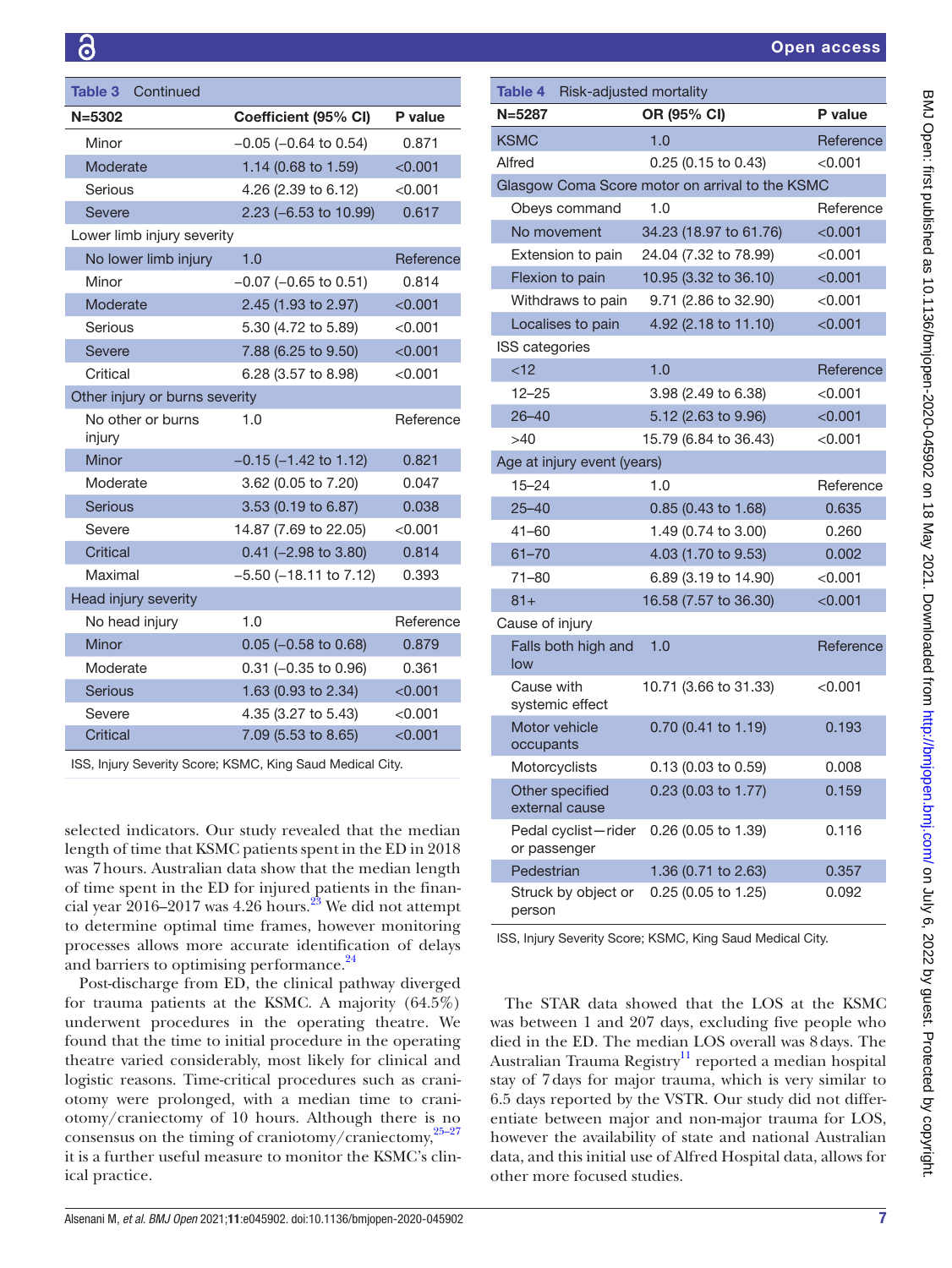**Table 3** Continued

| N=5302 | Coefficient (95% CI) | P value |
|---|---|---|
| Minor | −0.05 (−0.64 to 0.54) | 0.871 |
| Moderate | 1.14 (0.68 to 1.59) | <0.001 |
| Serious | 4.26 (2.39 to 6.12) | <0.001 |
| Severe | 2.23 (−6.53 to 10.99) | 0.617 |
| Lower limb injury severity | | |
| No lower limb injury | 1.0 | Reference |
| Minor | −0.07 (−0.65 to 0.51) | 0.814 |
| Moderate | 2.45 (1.93 to 2.97) | <0.001 |
| Serious | 5.30 (4.72 to 5.89) | <0.001 |
| Severe | 7.88 (6.25 to 9.50) | <0.001 |
| Critical | 6.28 (3.57 to 8.98) | <0.001 |
| Other injury or burns severity | | |
| No other or burns injury | 1.0 | Reference |
| Minor | −0.15 (−1.42 to 1.12) | 0.821 |
| Moderate | 3.62 (0.05 to 7.20) | 0.047 |
| Serious | 3.53 (0.19 to 6.87) | 0.038 |
| Severe | 14.87 (7.69 to 22.05) | <0.001 |
| Critical | 0.41 (−2.98 to 3.80) | 0.814 |
| Maximal | −5.50 (−18.11 to 7.12) | 0.393 |
| Head injury severity | | |
| No head injury | 1.0 | Reference |
| Minor | 0.05 (−0.58 to 0.68) | 0.879 |
| Moderate | 0.31 (−0.35 to 0.96) | 0.361 |
| Serious | 1.63 (0.93 to 2.34) | <0.001 |
| Severe | 4.35 (3.27 to 5.43) | <0.001 |
| Critical | 7.09 (5.53 to 8.65) | <0.001 |

ISS, Injury Severity Score; KSMC, King Saud Medical City.

selected indicators. Our study revealed that the median length of time that KSMC patients spent in the ED in 2018 was 7 hours. Australian data show that the median length of time spent in the ED for injured patients in the financial year 2016–2017 was 4.26 hours.[23] We did not attempt to determine optimal time frames, however monitoring processes allows more accurate identification of delays and barriers to optimising performance.[24]

Post-discharge from ED, the clinical pathway diverged for trauma patients at the KSMC. A majority (64.5%) underwent procedures in the operating theatre. We found that the time to initial procedure in the operating theatre varied considerably, most likely for clinical and logistic reasons. Time-critical procedures such as craniotomy were prolonged, with a median time to craniotomy/craniectomy of 10 hours. Although there is no consensus on the timing of craniotomy/craniectomy,[25–27] it is a further useful measure to monitor the KSMC's clinical practice.

**Table 4** Risk-adjusted mortality

| N=5287 | OR (95% CI) | P value |
|---|---|---|
| KSMC | 1.0 | Reference |
| Alfred | 0.25 (0.15 to 0.43) | <0.001 |
| Glasgow Coma Score motor on arrival to the KSMC | | |
| Obeys command | 1.0 | Reference |
| No movement | 34.23 (18.97 to 61.76) | <0.001 |
| Extension to pain | 24.04 (7.32 to 78.99) | <0.001 |
| Flexion to pain | 10.95 (3.32 to 36.10) | <0.001 |
| Withdraws to pain | 9.71 (2.86 to 32.90) | <0.001 |
| Localises to pain | 4.92 (2.18 to 11.10) | <0.001 |
| ISS categories | | |
| <12 | 1.0 | Reference |
| 12–25 | 3.98 (2.49 to 6.38) | <0.001 |
| 26–40 | 5.12 (2.63 to 9.96) | <0.001 |
| >40 | 15.79 (6.84 to 36.43) | <0.001 |
| Age at injury event (years) | | |
| 15–24 | 1.0 | Reference |
| 25–40 | 0.85 (0.43 to 1.68) | 0.635 |
| 41–60 | 1.49 (0.74 to 3.00) | 0.260 |
| 61–70 | 4.03 (1.70 to 9.53) | 0.002 |
| 71–80 | 6.89 (3.19 to 14.90) | <0.001 |
| 81+ | 16.58 (7.57 to 36.30) | <0.001 |
| Cause of injury | | |
| Falls both high and low | 1.0 | Reference |
| Cause with systemic effect | 10.71 (3.66 to 31.33) | <0.001 |
| Motor vehicle occupants | 0.70 (0.41 to 1.19) | 0.193 |
| Motorcyclists | 0.13 (0.03 to 0.59) | 0.008 |
| Other specified external cause | 0.23 (0.03 to 1.77) | 0.159 |
| Pedal cyclist—rider or passenger | 0.26 (0.05 to 1.39) | 0.116 |
| Pedestrian | 1.36 (0.71 to 2.63) | 0.357 |
| Struck by object or person | 0.25 (0.05 to 1.25) | 0.092 |

ISS, Injury Severity Score; KSMC, King Saud Medical City.

The STAR data showed that the LOS at the KSMC was between 1 and 207 days, excluding five people who died in the ED. The median LOS overall was 8 days. The Australian Trauma Registry[11] reported a median hospital stay of 7 days for major trauma, which is very similar to 6.5 days reported by the VSTR. Our study did not differentiate between major and non-major trauma for LOS, however the availability of state and national Australian data, and this initial use of Alfred Hospital data, allows for other more focused studies.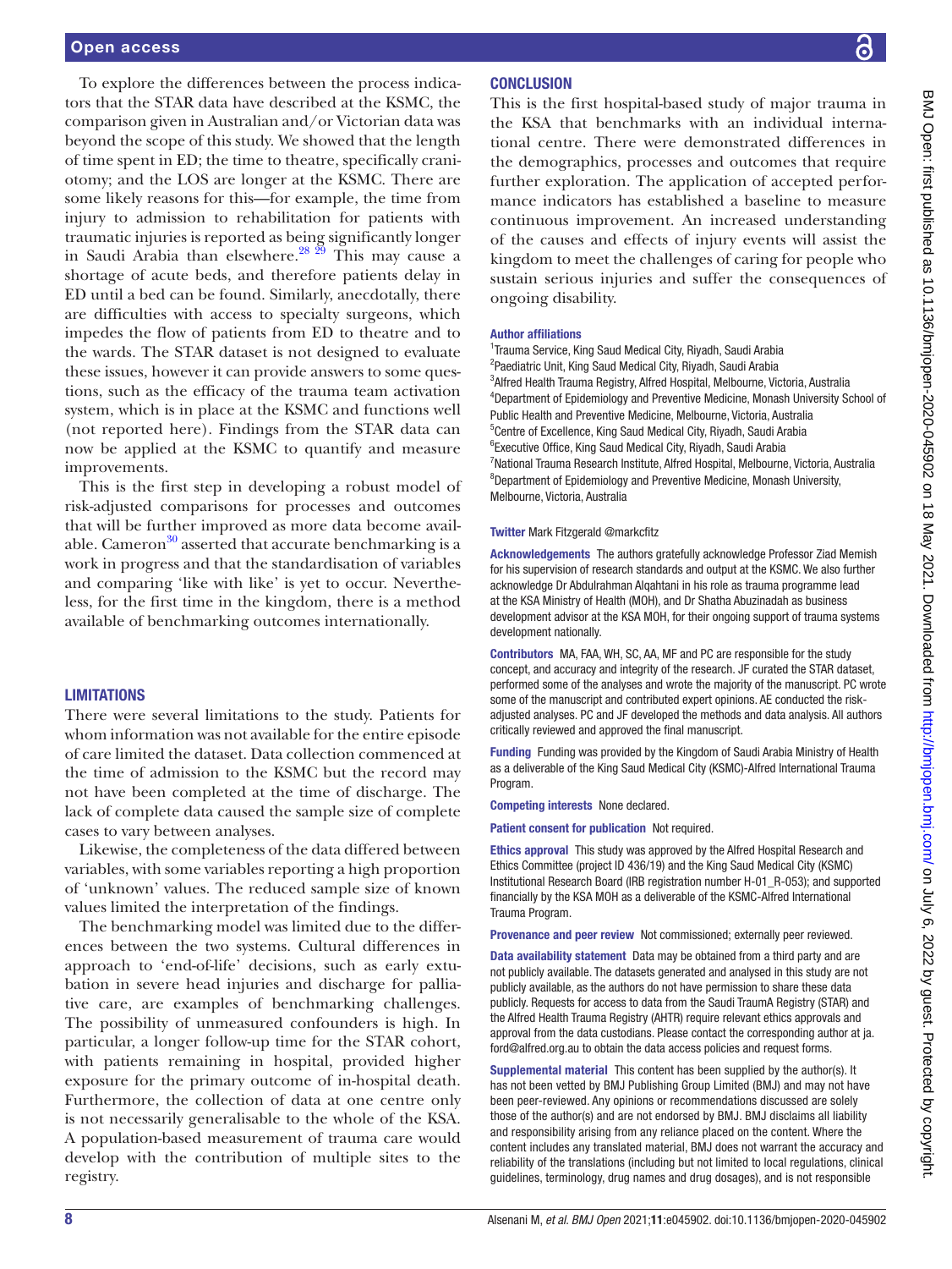To explore the differences between the process indicators that the STAR data have described at the KSMC, the comparison given in Australian and/or Victorian data was beyond the scope of this study. We showed that the length of time spent in ED; the time to theatre, specifically craniotomy; and the LOS are longer at the KSMC. There are some likely reasons for this—for example, the time from injury to admission to rehabilitation for patients with traumatic injuries is reported as being significantly longer in Saudi Arabia than elsewhere.[28 29] This may cause a shortage of acute beds, and therefore patients delay in ED until a bed can be found. Similarly, anecdotally, there are difficulties with access to specialty surgeons, which impedes the flow of patients from ED to theatre and to the wards. The STAR dataset is not designed to evaluate these issues, however it can provide answers to some questions, such as the efficacy of the trauma team activation system, which is in place at the KSMC and functions well (not reported here). Findings from the STAR data can now be applied at the KSMC to quantify and measure improvements.

This is the first step in developing a robust model of risk-adjusted comparisons for processes and outcomes that will be further improved as more data become available. Cameron[30] asserted that accurate benchmarking is a work in progress and that the standardisation of variables and comparing 'like with like' is yet to occur. Nevertheless, for the first time in the kingdom, there is a method available of benchmarking outcomes internationally.

## LIMITATIONS

There were several limitations to the study. Patients for whom information was not available for the entire episode of care limited the dataset. Data collection commenced at the time of admission to the KSMC but the record may not have been completed at the time of discharge. The lack of complete data caused the sample size of complete cases to vary between analyses.

Likewise, the completeness of the data differed between variables, with some variables reporting a high proportion of 'unknown' values. The reduced sample size of known values limited the interpretation of the findings.

The benchmarking model was limited due to the differences between the two systems. Cultural differences in approach to 'end-of-life' decisions, such as early extubation in severe head injuries and discharge for palliative care, are examples of benchmarking challenges. The possibility of unmeasured confounders is high. In particular, a longer follow-up time for the STAR cohort, with patients remaining in hospital, provided higher exposure for the primary outcome of in-hospital death. Furthermore, the collection of data at one centre only is not necessarily generalisable to the whole of the KSA. A population-based measurement of trauma care would develop with the contribution of multiple sites to the registry.

## CONCLUSION

This is the first hospital-based study of major trauma in the KSA that benchmarks with an individual international centre. There were demonstrated differences in the demographics, processes and outcomes that require further exploration. The application of accepted performance indicators has established a baseline to measure continuous improvement. An increased understanding of the causes and effects of injury events will assist the kingdom to meet the challenges of caring for people who sustain serious injuries and suffer the consequences of ongoing disability.

**Author affiliations**

[1]Trauma Service, King Saud Medical City, Riyadh, Saudi Arabia
[2]Paediatric Unit, King Saud Medical City, Riyadh, Saudi Arabia
[3]Alfred Health Trauma Registry, Alfred Hospital, Melbourne, Victoria, Australia
[4]Department of Epidemiology and Preventive Medicine, Monash University School of Public Health and Preventive Medicine, Melbourne, Victoria, Australia
[5]Centre of Excellence, King Saud Medical City, Riyadh, Saudi Arabia
[6]Executive Office, King Saud Medical City, Riyadh, Saudi Arabia
[7]National Trauma Research Institute, Alfred Hospital, Melbourne, Victoria, Australia
[8]Department of Epidemiology and Preventive Medicine, Monash University, Melbourne, Victoria, Australia

**Twitter** Mark Fitzgerald @markcfitz

**Acknowledgements** The authors gratefully acknowledge Professor Ziad Memish for his supervision of research standards and output at the KSMC. We also further acknowledge Dr Abdulrahman Alqahtani in his role as trauma programme lead at the KSA Ministry of Health (MOH), and Dr Shatha Abuzinadah as business development advisor at the KSA MOH, for their ongoing support of trauma systems development nationally.

**Contributors** MA, FAA, WH, SC, AA, MF and PC are responsible for the study concept, and accuracy and integrity of the research. JF curated the STAR dataset, performed some of the analyses and wrote the majority of the manuscript. PC wrote some of the manuscript and contributed expert opinions. AE conducted the risk-adjusted analyses. PC and JF developed the methods and data analysis. All authors critically reviewed and approved the final manuscript.

**Funding** Funding was provided by the Kingdom of Saudi Arabia Ministry of Health as a deliverable of the King Saud Medical City (KSMC)-Alfred International Trauma Program.

**Competing interests** None declared.

**Patient consent for publication** Not required.

**Ethics approval** This study was approved by the Alfred Hospital Research and Ethics Committee (project ID 436/19) and the King Saud Medical City (KSMC) Institutional Research Board (IRB registration number H-01_R-053); and supported financially by the KSA MOH as a deliverable of the KSMC-Alfred International Trauma Program.

**Provenance and peer review** Not commissioned; externally peer reviewed.

**Data availability statement** Data may be obtained from a third party and are not publicly available. The datasets generated and analysed in this study are not publicly available, as the authors do not have permission to share these data publicly. Requests for access to data from the Saudi TraumA Registry (STAR) and the Alfred Health Trauma Registry (AHTR) require relevant ethics approvals and approval from the data custodians. Please contact the corresponding author at ja.ford@alfred.org.au to obtain the data access policies and request forms.

**Supplemental material** This content has been supplied by the author(s). It has not been vetted by BMJ Publishing Group Limited (BMJ) and may not have been peer-reviewed. Any opinions or recommendations discussed are solely those of the author(s) and are not endorsed by BMJ. BMJ disclaims all liability and responsibility arising from any reliance placed on the content. Where the content includes any translated material, BMJ does not warrant the accuracy and reliability of the translations (including but not limited to local regulations, clinical guidelines, terminology, drug names and drug dosages), and is not responsible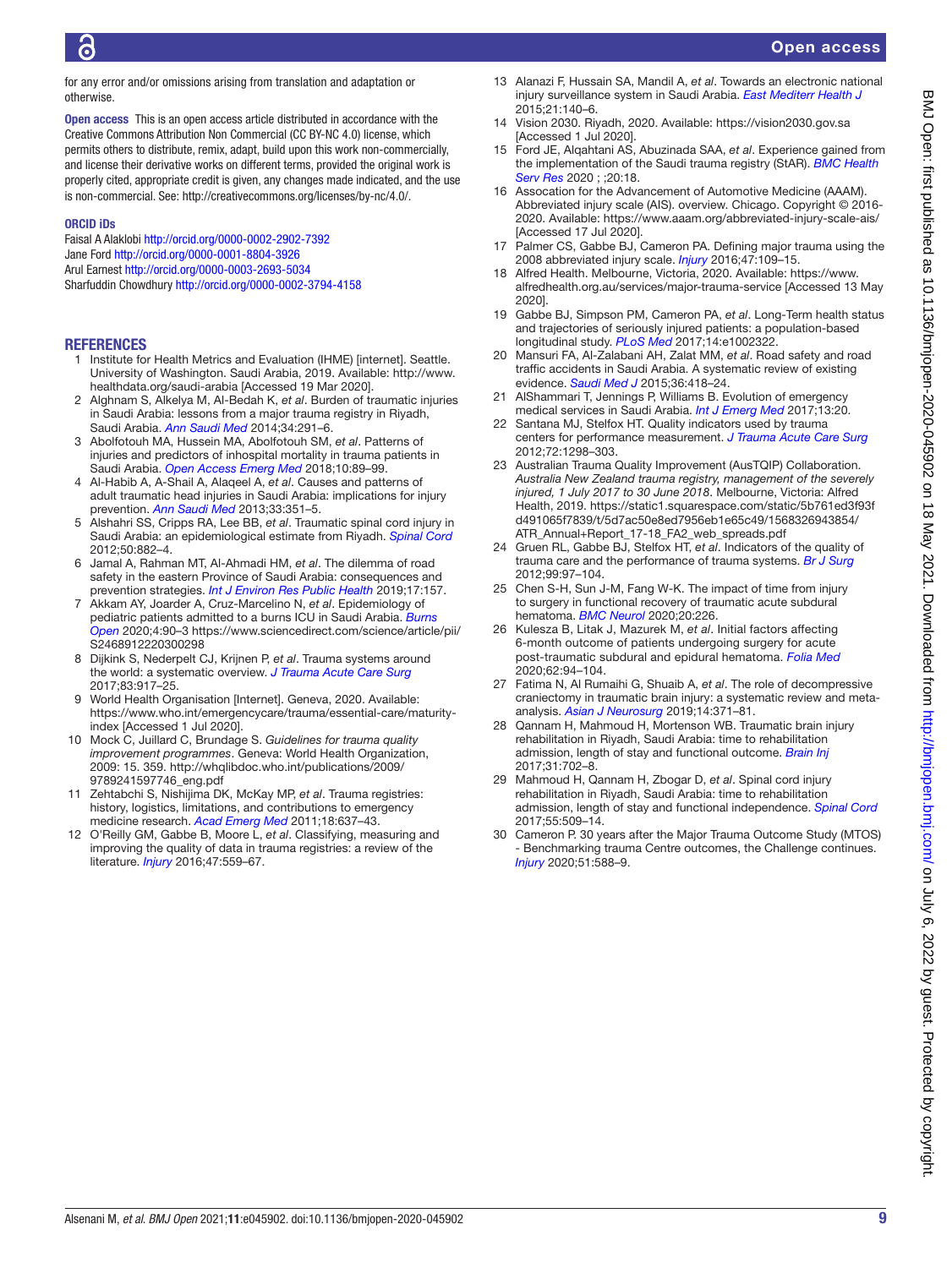for any error and/or omissions arising from translation and adaptation or otherwise.

**Open access** This is an open access article distributed in accordance with the Creative Commons Attribution Non Commercial (CC BY-NC 4.0) license, which permits others to distribute, remix, adapt, build upon this work non-commercially, and license their derivative works on different terms, provided the original work is properly cited, appropriate credit is given, any changes made indicated, and the use is non-commercial. See: http://creativecommons.org/licenses/by-nc/4.0/.

#### ORCID iDs

Faisal A Alaklobi http://orcid.org/0000-0002-2902-7392
Jane Ford http://orcid.org/0000-0001-8804-3926
Arul Earnest http://orcid.org/0000-0003-2693-5034
Sharfuddin Chowdhury http://orcid.org/0000-0002-3794-4158

## REFERENCES

1. Institute for Health Metrics and Evaluation (IHME) [internet]. Seattle. University of Washington. Saudi Arabia, 2019. Available: http://www.healthdata.org/saudi-arabia [Accessed 19 Mar 2020].
2. Alghnam S, Alkelya M, Al-Bedah K, *et al*. Burden of traumatic injuries in Saudi Arabia: lessons from a major trauma registry in Riyadh, Saudi Arabia. *Ann Saudi Med* 2014;34:291–6.
3. Abolfotouh MA, Hussein MA, Abolfotouh SM, *et al*. Patterns of injuries and predictors of inhospital mortality in trauma patients in Saudi Arabia. *Open Access Emerg Med* 2018;10:89–99.
4. Al-Habib A, A-Shail A, Alaqeel A, *et al*. Causes and patterns of adult traumatic head injuries in Saudi Arabia: implications for injury prevention. *Ann Saudi Med* 2013;33:351–5.
5. Alshahri SS, Cripps RA, Lee BB, *et al*. Traumatic spinal cord injury in Saudi Arabia: an epidemiological estimate from Riyadh. *Spinal Cord* 2012;50:882–4.
6. Jamal A, Rahman MT, Al-Ahmadi HM, *et al*. The dilemma of road safety in the eastern Province of Saudi Arabia: consequences and prevention strategies. *Int J Environ Res Public Health* 2019;17:157.
7. Akkam AY, Joarder A, Cruz-Marcelino N, *et al*. Epidemiology of pediatric patients admitted to a burns ICU in Saudi Arabia. *Burns Open* 2020;4:90–3 https://www.sciencedirect.com/science/article/pii/S2468912220300298
8. Dijkink S, Nederpelt CJ, Krijnen P, *et al*. Trauma systems around the world: a systematic overview. *J Trauma Acute Care Surg* 2017;83:917–25.
9. World Health Organisation [Internet]. Geneva, 2020. Available: https://www.who.int/emergencycare/trauma/essential-care/maturity-index [Accessed 1 Jul 2020].
10. Mock C, Juillard C, Brundage S. *Guidelines for trauma quality improvement programmes*. Geneva: World Health Organization, 2009: 15. 359. http://whqlibdoc.who.int/publications/2009/9789241597746_eng.pdf
11. Zehtabchi S, Nishijima DK, McKay MP, *et al*. Trauma registries: history, logistics, limitations, and contributions to emergency medicine research. *Acad Emerg Med* 2011;18:637–43.
12. O'Reilly GM, Gabbe B, Moore L, *et al*. Classifying, measuring and improving the quality of data in trauma registries: a review of the literature. *Injury* 2016;47:559–67.
13. Alanazi F, Hussain SA, Mandil A, *et al*. Towards an electronic national injury surveillance system in Saudi Arabia. *East Mediterr Health J* 2015;21:140–6.
14. Vision 2030. Riyadh, 2020. Available: https://vision2030.gov.sa [Accessed 1 Jul 2020].
15. Ford JE, Alqahtani AS, Abuzinada SAA, *et al*. Experience gained from the implementation of the Saudi trauma registry (StAR). *BMC Health Serv Res* 2020 ; ;20:18.
16. Assocation for the Advancement of Automotive Medicine (AAAM). Abbreviated injury scale (AIS). overview. Chicago. Copyright © 2016-2020. Available: https://www.aaam.org/abbreviated-injury-scale-ais/ [Accessed 17 Jul 2020].
17. Palmer CS, Gabbe BJ, Cameron PA. Defining major trauma using the 2008 abbreviated injury scale. *Injury* 2016;47:109–15.
18. Alfred Health. Melbourne, Victoria, 2020. Available: https://www.alfredhealth.org.au/services/major-trauma-service [Accessed 13 May 2020].
19. Gabbe BJ, Simpson PM, Cameron PA, *et al*. Long-Term health status and trajectories of seriously injured patients: a population-based longitudinal study. *PLoS Med* 2017;14:e1002322.
20. Mansuri FA, Al-Zalabani AH, Zalat MM, *et al*. Road safety and road traffic accidents in Saudi Arabia. A systematic review of existing evidence. *Saudi Med J* 2015;36:418–24.
21. AlShammari T, Jennings P, Williams B. Evolution of emergency medical services in Saudi Arabia. *Int J Emerg Med* 2017;13:20.
22. Santana MJ, Stelfox HT. Quality indicators used by trauma centers for performance measurement. *J Trauma Acute Care Surg* 2012;72:1298–303.
23. Australian Trauma Quality Improvement (AusTQIP) Collaboration. *Australia New Zealand trauma registry, management of the severely injured, 1 July 2017 to 30 June 2018*. Melbourne, Victoria: Alfred Health, 2019. https://static1.squarespace.com/static/5b761ed3f93fd491065f7839/t/5d7ac50e8ed7956eb1e65c49/1568326943854/ATR_Annual+Report_17-18_FA2_web_spreads.pdf
24. Gruen RL, Gabbe BJ, Stelfox HT, *et al*. Indicators of the quality of trauma care and the performance of trauma systems. *Br J Surg* 2012;99:97–104.
25. Chen S-H, Sun J-M, Fang W-K. The impact of time from injury to surgery in functional recovery of traumatic acute subdural hematoma. *BMC Neurol* 2020;20:226.
26. Kulesza B, Litak J, Mazurek M, *et al*. Initial factors affecting 6-month outcome of patients undergoing surgery for acute post-traumatic subdural and epidural hematoma. *Folia Med* 2020;62:94–104.
27. Fatima N, Al Rumaihi G, Shuaib A, *et al*. The role of decompressive craniectomy in traumatic brain injury: a systematic review and meta-analysis. *Asian J Neurosurg* 2019;14:371–81.
28. Qannam H, Mahmoud H, Mortenson WB. Traumatic brain injury rehabilitation in Riyadh, Saudi Arabia: time to rehabilitation admission, length of stay and functional outcome. *Brain Inj* 2017;31:702–8.
29. Mahmoud H, Qannam H, Zbogar D, *et al*. Spinal cord injury rehabilitation in Riyadh, Saudi Arabia: time to rehabilitation admission, length of stay and functional independence. *Spinal Cord* 2017;55:509–14.
30. Cameron P. 30 years after the Major Trauma Outcome Study (MTOS) - Benchmarking trauma Centre outcomes, the Challenge continues. *Injury* 2020;51:588–9.